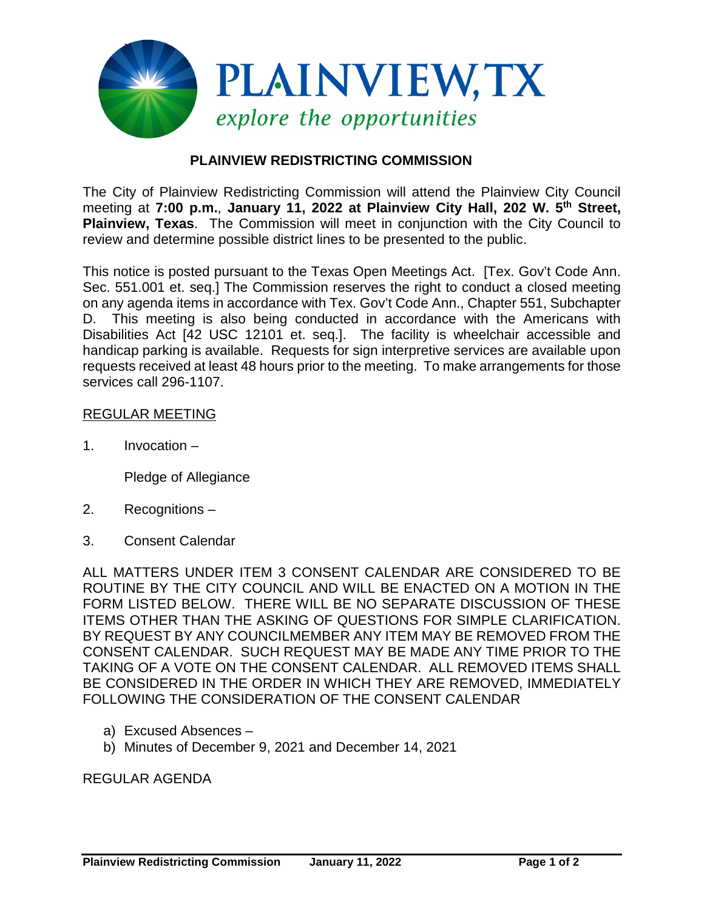# PLAINVIEW, TX

*explore the opportunities*

## PLAINVIEW REDISTRICTING COMMISSION

The City of Plainview Redistricting Commission will attend the Plainview City Council meeting at **7:00 p.m.**, **January 11, 2022 at Plainview City Hall, 202 W. 5th Street, Plainview, Texas**. The Commission will meet in conjunction with the City Council to review and determine possible district lines to be presented to the public.

This notice is posted pursuant to the Texas Open Meetings Act. [Tex. Gov't Code Ann. Sec. 551.001 et. seq.] The Commission reserves the right to conduct a closed meeting on any agenda items in accordance with Tex. Gov't Code Ann., Chapter 551, Subchapter D. This meeting is also being conducted in accordance with the Americans with Disabilities Act [42 USC 12101 et. seq.]. The facility is wheelchair accessible and handicap parking is available. Requests for sign interpretive services are available upon requests received at least 48 hours prior to the meeting. To make arrangements for those services call 296-1107.

REGULAR MEETING

1. Invocation –

   Pledge of Allegiance

2. Recognitions –

3. Consent Calendar

ALL MATTERS UNDER ITEM 3 CONSENT CALENDAR ARE CONSIDERED TO BE ROUTINE BY THE CITY COUNCIL AND WILL BE ENACTED ON A MOTION IN THE FORM LISTED BELOW. THERE WILL BE NO SEPARATE DISCUSSION OF THESE ITEMS OTHER THAN THE ASKING OF QUESTIONS FOR SIMPLE CLARIFICATION. BY REQUEST BY ANY COUNCILMEMBER ANY ITEM MAY BE REMOVED FROM THE CONSENT CALENDAR. SUCH REQUEST MAY BE MADE ANY TIME PRIOR TO THE TAKING OF A VOTE ON THE CONSENT CALENDAR. ALL REMOVED ITEMS SHALL BE CONSIDERED IN THE ORDER IN WHICH THEY ARE REMOVED, IMMEDIATELY FOLLOWING THE CONSIDERATION OF THE CONSENT CALENDAR

a) Excused Absences –
b) Minutes of December 9, 2021 and December 14, 2021

REGULAR AGENDA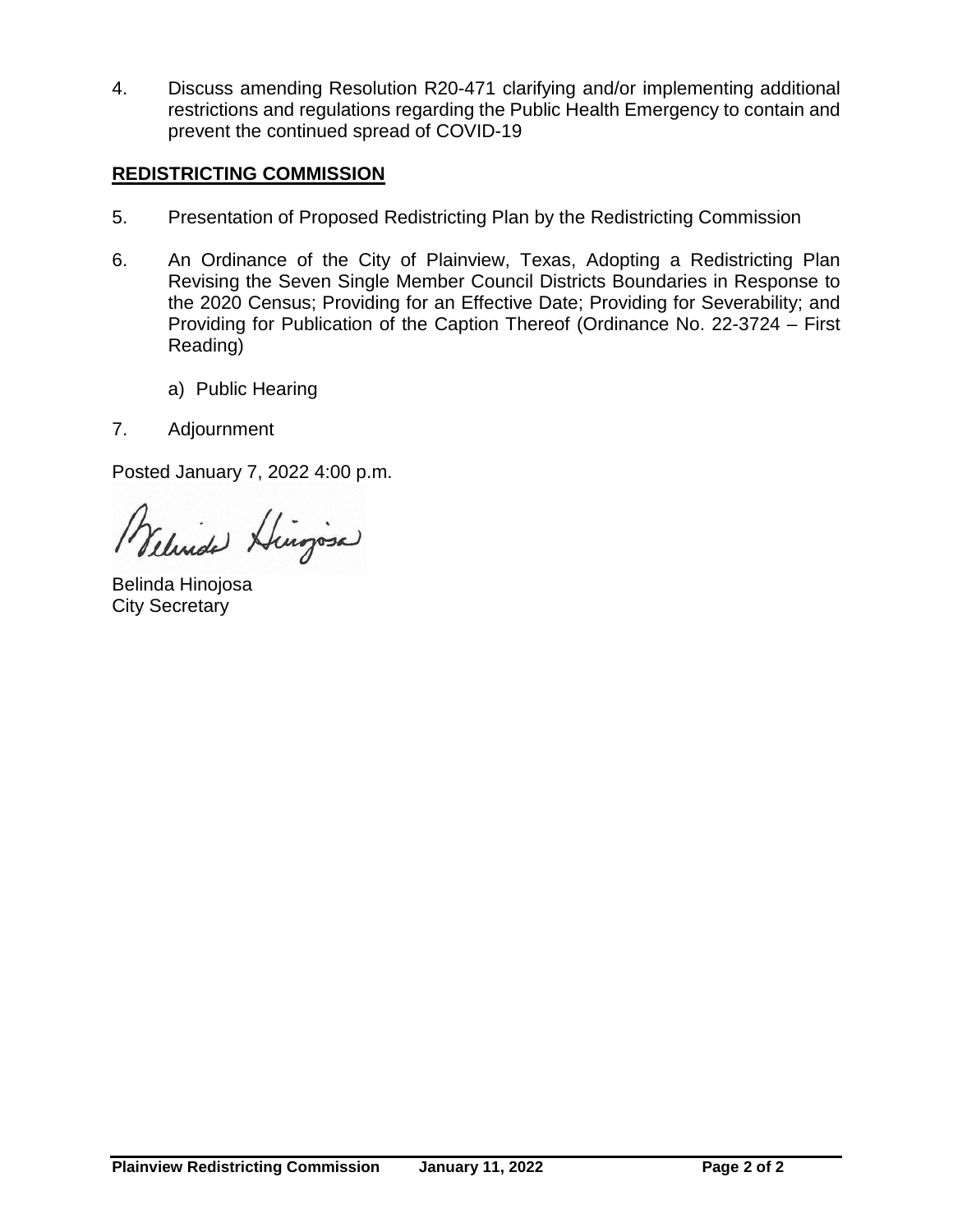4. Discuss amending Resolution R20-471 clarifying and/or implementing additional restrictions and regulations regarding the Public Health Emergency to contain and prevent the continued spread of COVID-19

**REDISTRICTING COMMISSION**

5. Presentation of Proposed Redistricting Plan by the Redistricting Commission

6. An Ordinance of the City of Plainview, Texas, Adopting a Redistricting Plan Revising the Seven Single Member Council Districts Boundaries in Response to the 2020 Census; Providing for an Effective Date; Providing for Severability; and Providing for Publication of the Caption Thereof (Ordinance No. 22-3724 – First Reading)

   a) Public Hearing

7. Adjournment

Posted January 7, 2022 4:00 p.m.

Belinda Hinojosa

Belinda Hinojosa
City Secretary